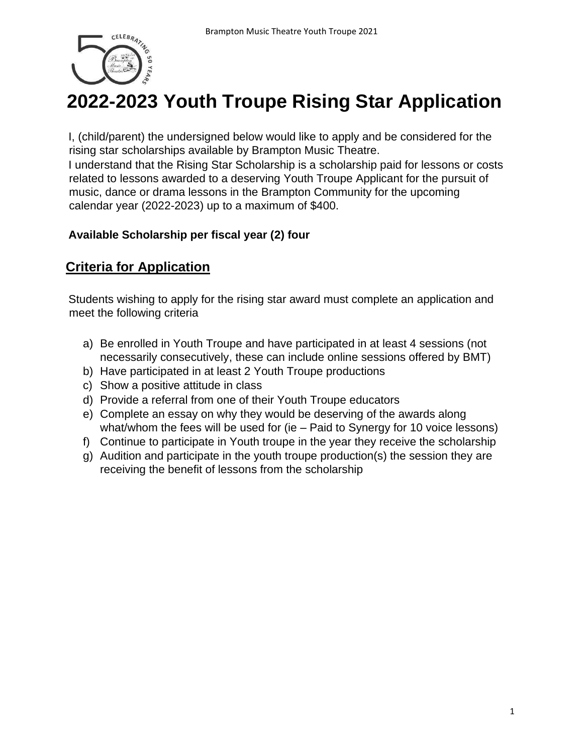# 2022-2023 Youth Troupe Rising Star Application

I, (child/parent) the undersigned below would like to apply and be considered for the rising star scholarships available by Brampton Music Theatre.

I understand that the Rising Star Scholarship is a scholarship paid for lessons or costs related to lessons awarded to a deserving Youth Troupe Applicant for the pursuit of music, dance or drama lessons in the Brampton Community for the upcoming calendar year (2022-2023) up to a maximum of $400.

**Available Scholarship per fiscal year (2) four**

## Criteria for Application

Students wishing to apply for the rising star award must complete an application and meet the following criteria

a) Be enrolled in Youth Troupe and have participated in at least 4 sessions (not necessarily consecutively, these can include online sessions offered by BMT)
b) Have participated in at least 2 Youth Troupe productions
c) Show a positive attitude in class
d) Provide a referral from one of their Youth Troupe educators
e) Complete an essay on why they would be deserving of the awards along what/whom the fees will be used for (ie – Paid to Synergy for 10 voice lessons)
f) Continue to participate in Youth troupe in the year they receive the scholarship
g) Audition and participate in the youth troupe production(s) the session they are receiving the benefit of lessons from the scholarship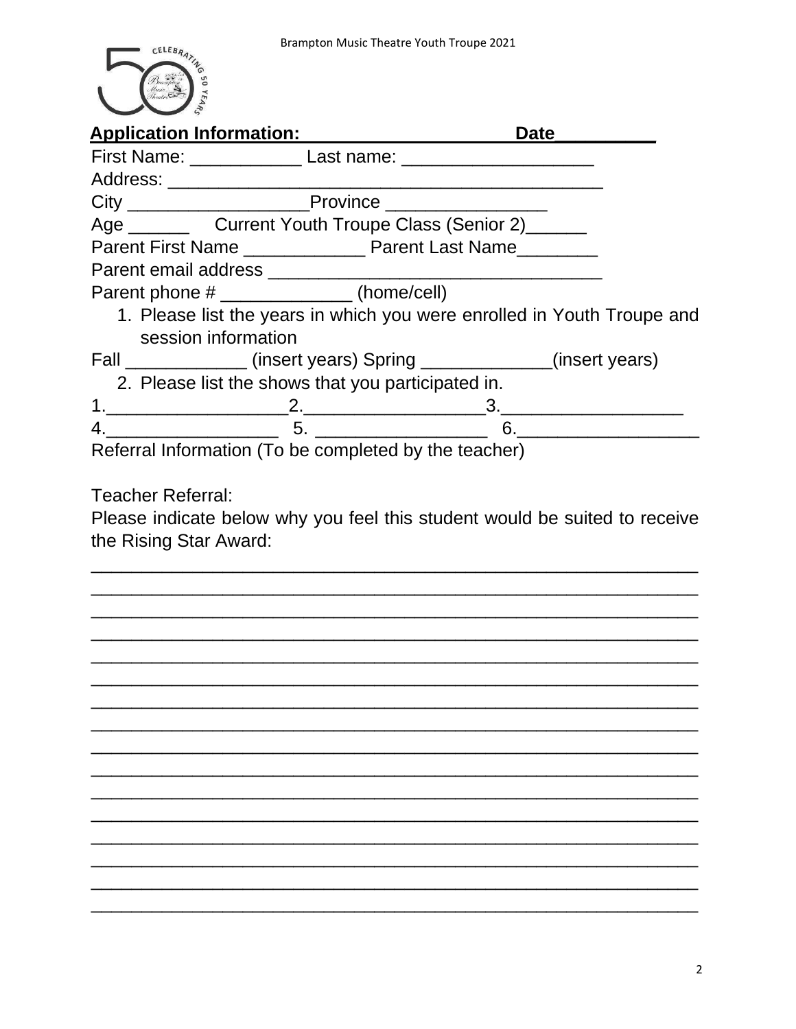**Application Information: Date__________**

First Name: ___________ Last name: ___________________

Address: ___________________________________________

City __________________Province ________________

Age ______ Current Youth Troupe Class (Senior 2)______

Parent First Name ____________ Parent Last Name________

Parent email address _________________________________

Parent phone # _____________ (home/cell)

1. Please list the years in which you were enrolled in Youth Troupe and session information

Fall ____________ (insert years) Spring _____________(insert years)

2. Please list the shows that you participated in.

1.__________________2.__________________3.__________________

4._________________ 5. _________________ 6.__________________

Referral Information (To be completed by the teacher)

Teacher Referral:

Please indicate below why you feel this student would be suited to receive the Rising Star Award:

____________________________________________________________

____________________________________________________________

____________________________________________________________

____________________________________________________________

____________________________________________________________

____________________________________________________________

____________________________________________________________

____________________________________________________________

____________________________________________________________

____________________________________________________________

____________________________________________________________

____________________________________________________________

____________________________________________________________

____________________________________________________________

____________________________________________________________

____________________________________________________________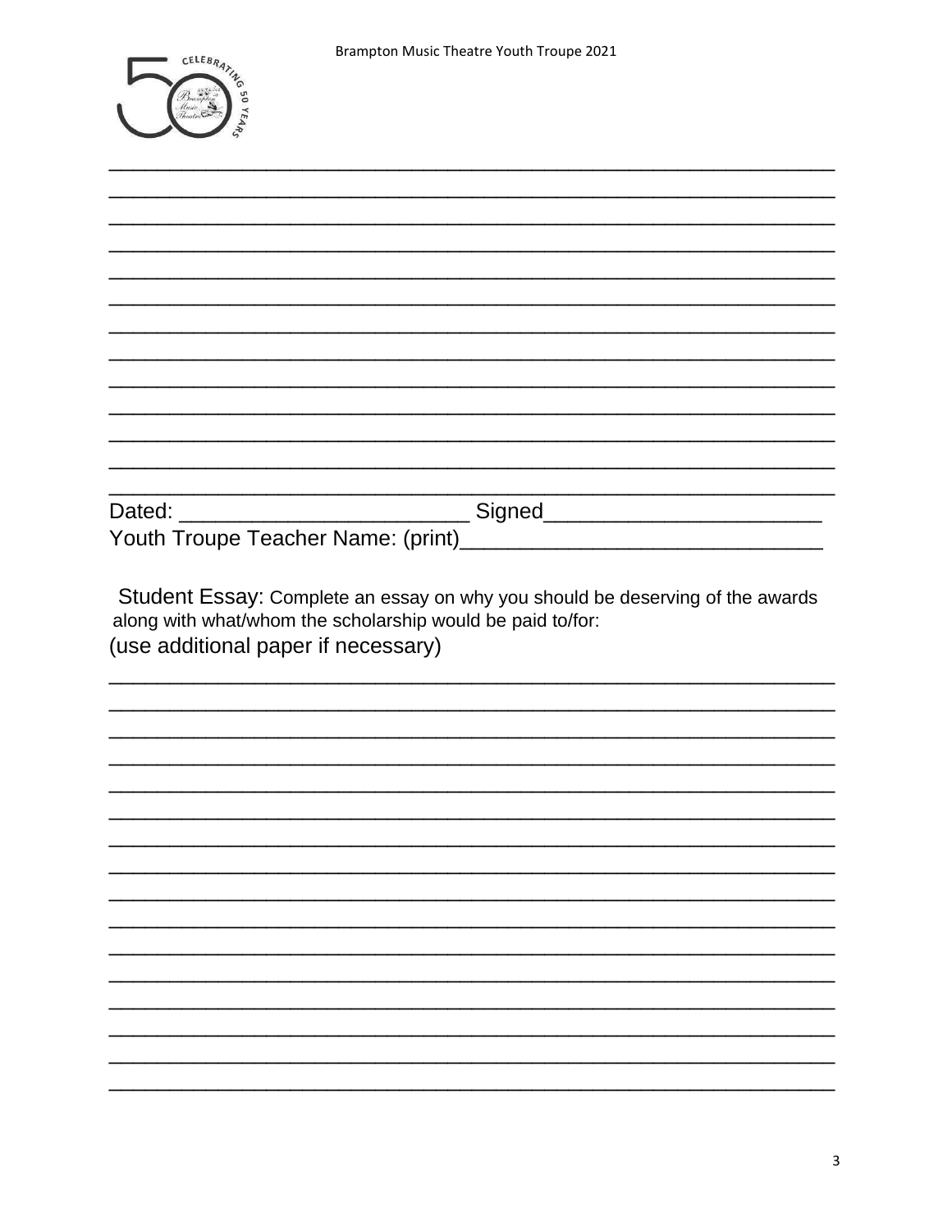_____________________________________________________________
_____________________________________________________________
_____________________________________________________________
_____________________________________________________________
_____________________________________________________________
_____________________________________________________________
_____________________________________________________________
_____________________________________________________________
_____________________________________________________________
_____________________________________________________________
_____________________________________________________________
_____________________________________________________________
_____________________________________________________________

Dated: ________________________ Signed______________________

Youth Troupe Teacher Name: (print)____________________________

**Student Essay:** Complete an essay on why you should be deserving of the awards along with what/whom the scholarship would be paid to/for:

(use additional paper if necessary)

_____________________________________________________________
_____________________________________________________________
_____________________________________________________________
_____________________________________________________________
_____________________________________________________________
_____________________________________________________________
_____________________________________________________________
_____________________________________________________________
_____________________________________________________________
_____________________________________________________________
_____________________________________________________________
_____________________________________________________________
_____________________________________________________________
_____________________________________________________________
_____________________________________________________________
_____________________________________________________________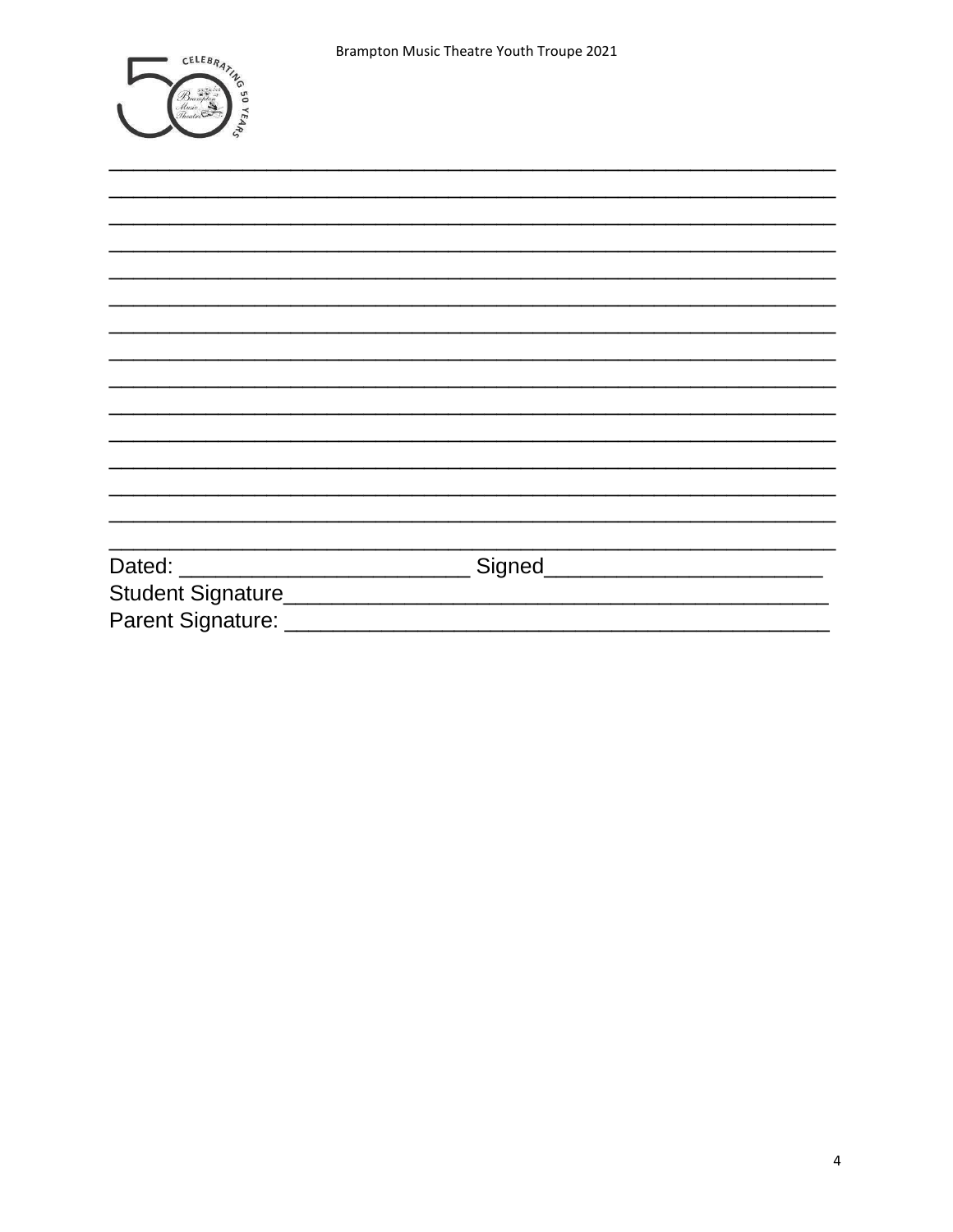\_\_\_\_\_\_\_\_\_\_\_\_\_\_\_\_\_\_\_\_\_\_\_\_\_\_\_\_\_\_\_\_\_\_\_\_\_\_\_\_\_\_\_\_\_\_\_\_\_\_\_\_\_\_\_\_\_\_\_\_

\_\_\_\_\_\_\_\_\_\_\_\_\_\_\_\_\_\_\_\_\_\_\_\_\_\_\_\_\_\_\_\_\_\_\_\_\_\_\_\_\_\_\_\_\_\_\_\_\_\_\_\_\_\_\_\_\_\_\_\_

\_\_\_\_\_\_\_\_\_\_\_\_\_\_\_\_\_\_\_\_\_\_\_\_\_\_\_\_\_\_\_\_\_\_\_\_\_\_\_\_\_\_\_\_\_\_\_\_\_\_\_\_\_\_\_\_\_\_\_\_

\_\_\_\_\_\_\_\_\_\_\_\_\_\_\_\_\_\_\_\_\_\_\_\_\_\_\_\_\_\_\_\_\_\_\_\_\_\_\_\_\_\_\_\_\_\_\_\_\_\_\_\_\_\_\_\_\_\_\_\_

\_\_\_\_\_\_\_\_\_\_\_\_\_\_\_\_\_\_\_\_\_\_\_\_\_\_\_\_\_\_\_\_\_\_\_\_\_\_\_\_\_\_\_\_\_\_\_\_\_\_\_\_\_\_\_\_\_\_\_\_

\_\_\_\_\_\_\_\_\_\_\_\_\_\_\_\_\_\_\_\_\_\_\_\_\_\_\_\_\_\_\_\_\_\_\_\_\_\_\_\_\_\_\_\_\_\_\_\_\_\_\_\_\_\_\_\_\_\_\_\_

\_\_\_\_\_\_\_\_\_\_\_\_\_\_\_\_\_\_\_\_\_\_\_\_\_\_\_\_\_\_\_\_\_\_\_\_\_\_\_\_\_\_\_\_\_\_\_\_\_\_\_\_\_\_\_\_\_\_\_\_

\_\_\_\_\_\_\_\_\_\_\_\_\_\_\_\_\_\_\_\_\_\_\_\_\_\_\_\_\_\_\_\_\_\_\_\_\_\_\_\_\_\_\_\_\_\_\_\_\_\_\_\_\_\_\_\_\_\_\_\_

\_\_\_\_\_\_\_\_\_\_\_\_\_\_\_\_\_\_\_\_\_\_\_\_\_\_\_\_\_\_\_\_\_\_\_\_\_\_\_\_\_\_\_\_\_\_\_\_\_\_\_\_\_\_\_\_\_\_\_\_

\_\_\_\_\_\_\_\_\_\_\_\_\_\_\_\_\_\_\_\_\_\_\_\_\_\_\_\_\_\_\_\_\_\_\_\_\_\_\_\_\_\_\_\_\_\_\_\_\_\_\_\_\_\_\_\_\_\_\_\_

\_\_\_\_\_\_\_\_\_\_\_\_\_\_\_\_\_\_\_\_\_\_\_\_\_\_\_\_\_\_\_\_\_\_\_\_\_\_\_\_\_\_\_\_\_\_\_\_\_\_\_\_\_\_\_\_\_\_\_\_

\_\_\_\_\_\_\_\_\_\_\_\_\_\_\_\_\_\_\_\_\_\_\_\_\_\_\_\_\_\_\_\_\_\_\_\_\_\_\_\_\_\_\_\_\_\_\_\_\_\_\_\_\_\_\_\_\_\_\_\_

\_\_\_\_\_\_\_\_\_\_\_\_\_\_\_\_\_\_\_\_\_\_\_\_\_\_\_\_\_\_\_\_\_\_\_\_\_\_\_\_\_\_\_\_\_\_\_\_\_\_\_\_\_\_\_\_\_\_\_\_

\_\_\_\_\_\_\_\_\_\_\_\_\_\_\_\_\_\_\_\_\_\_\_\_\_\_\_\_\_\_\_\_\_\_\_\_\_\_\_\_\_\_\_\_\_\_\_\_\_\_\_\_\_\_\_\_\_\_\_\_

\_\_\_\_\_\_\_\_\_\_\_\_\_\_\_\_\_\_\_\_\_\_\_\_\_\_\_\_\_\_\_\_\_\_\_\_\_\_\_\_\_\_\_\_\_\_\_\_\_\_\_\_\_\_\_\_\_\_\_\_

Dated: \_\_\_\_\_\_\_\_\_\_\_\_\_\_\_\_\_\_\_\_\_\_\_\_ Signed\_\_\_\_\_\_\_\_\_\_\_\_\_\_\_\_\_\_\_\_\_\_\_

Student Signature\_\_\_\_\_\_\_\_\_\_\_\_\_\_\_\_\_\_\_\_\_\_\_\_\_\_\_\_\_\_\_\_\_\_\_\_\_\_\_\_\_\_\_\_\_

Parent Signature: \_\_\_\_\_\_\_\_\_\_\_\_\_\_\_\_\_\_\_\_\_\_\_\_\_\_\_\_\_\_\_\_\_\_\_\_\_\_\_\_\_\_\_\_